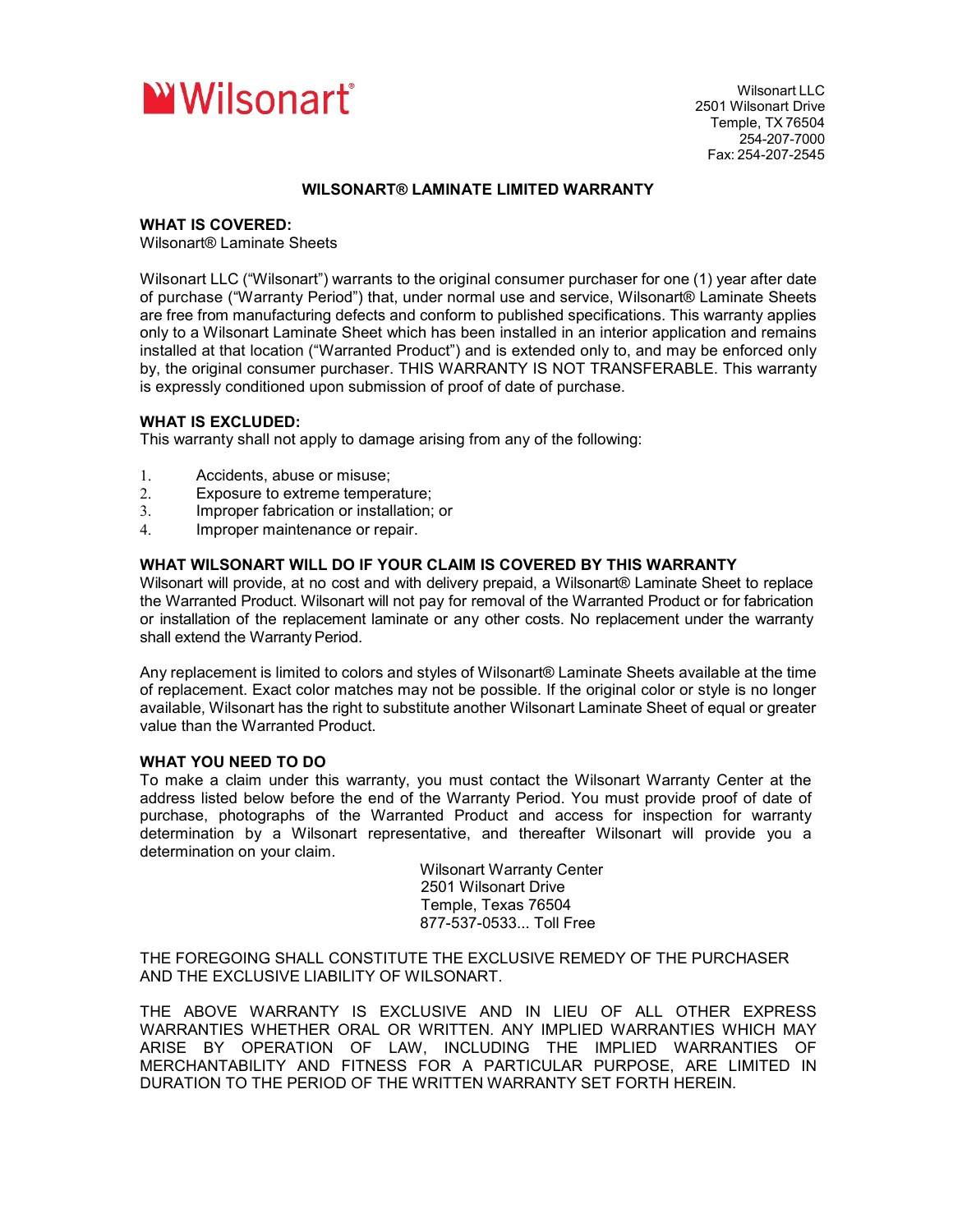Wilsonart®

Wilsonart LLC  
2501 Wilsonart Drive  
Temple, TX 76504  
254-207-7000  
Fax: 254-207-2545

# WILSONART® LAMINATE LIMITED WARRANTY

**WHAT IS COVERED:**  
Wilsonart® Laminate Sheets

Wilsonart LLC ("Wilsonart") warrants to the original consumer purchaser for one (1) year after date of purchase ("Warranty Period") that, under normal use and service, Wilsonart® Laminate Sheets are free from manufacturing defects and conform to published specifications. This warranty applies only to a Wilsonart Laminate Sheet which has been installed in an interior application and remains installed at that location ("Warranted Product") and is extended only to, and may be enforced only by, the original consumer purchaser. THIS WARRANTY IS NOT TRANSFERABLE. This warranty is expressly conditioned upon submission of proof of date of purchase.

**WHAT IS EXCLUDED:**  
This warranty shall not apply to damage arising from any of the following:

1. Accidents, abuse or misuse;
2. Exposure to extreme temperature;
3. Improper fabrication or installation; or
4. Improper maintenance or repair.

**WHAT WILSONART WILL DO IF YOUR CLAIM IS COVERED BY THIS WARRANTY**  
Wilsonart will provide, at no cost and with delivery prepaid, a Wilsonart® Laminate Sheet to replace the Warranted Product. Wilsonart will not pay for removal of the Warranted Product or for fabrication or installation of the replacement laminate or any other costs. No replacement under the warranty shall extend the Warranty Period.

Any replacement is limited to colors and styles of Wilsonart® Laminate Sheets available at the time of replacement. Exact color matches may not be possible. If the original color or style is no longer available, Wilsonart has the right to substitute another Wilsonart Laminate Sheet of equal or greater value than the Warranted Product.

**WHAT YOU NEED TO DO**  
To make a claim under this warranty, you must contact the Wilsonart Warranty Center at the address listed below before the end of the Warranty Period. You must provide proof of date of purchase, photographs of the Warranted Product and access for inspection for warranty determination by a Wilsonart representative, and thereafter Wilsonart will provide you a determination on your claim.

Wilsonart Warranty Center  
2501 Wilsonart Drive  
Temple, Texas 76504  
877-537-0533... Toll Free

THE FOREGOING SHALL CONSTITUTE THE EXCLUSIVE REMEDY OF THE PURCHASER AND THE EXCLUSIVE LIABILITY OF WILSONART.

THE ABOVE WARRANTY IS EXCLUSIVE AND IN LIEU OF ALL OTHER EXPRESS WARRANTIES WHETHER ORAL OR WRITTEN. ANY IMPLIED WARRANTIES WHICH MAY ARISE BY OPERATION OF LAW, INCLUDING THE IMPLIED WARRANTIES OF MERCHANTABILITY AND FITNESS FOR A PARTICULAR PURPOSE, ARE LIMITED IN DURATION TO THE PERIOD OF THE WRITTEN WARRANTY SET FORTH HEREIN.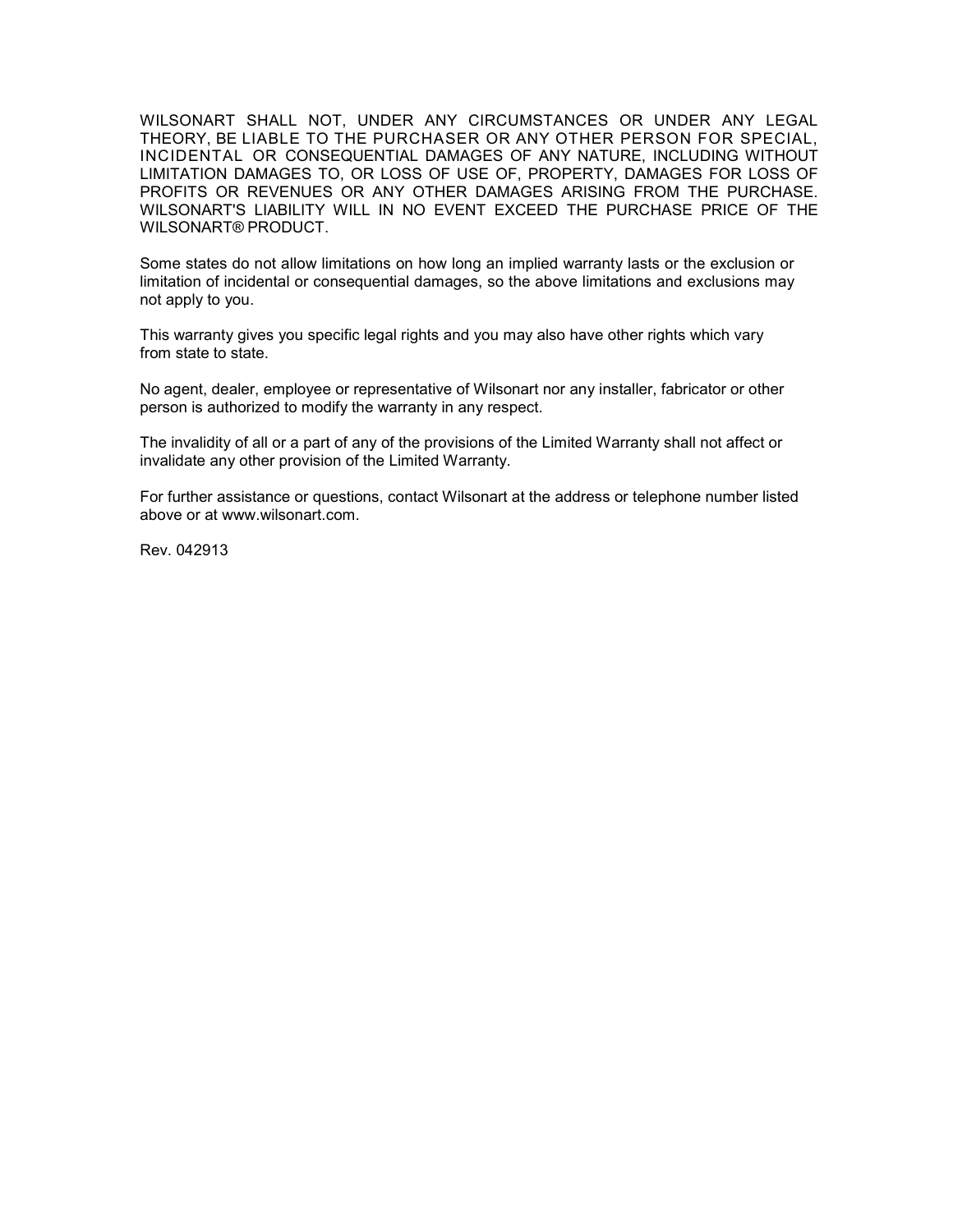WILSONART SHALL NOT, UNDER ANY CIRCUMSTANCES OR UNDER ANY LEGAL THEORY, BE LIABLE TO THE PURCHASER OR ANY OTHER PERSON FOR SPECIAL, INCIDENTAL OR CONSEQUENTIAL DAMAGES OF ANY NATURE, INCLUDING WITHOUT LIMITATION DAMAGES TO, OR LOSS OF USE OF, PROPERTY, DAMAGES FOR LOSS OF PROFITS OR REVENUES OR ANY OTHER DAMAGES ARISING FROM THE PURCHASE. WILSONART'S LIABILITY WILL IN NO EVENT EXCEED THE PURCHASE PRICE OF THE WILSONART® PRODUCT.

Some states do not allow limitations on how long an implied warranty lasts or the exclusion or limitation of incidental or consequential damages, so the above limitations and exclusions may not apply to you.

This warranty gives you specific legal rights and you may also have other rights which vary from state to state.

No agent, dealer, employee or representative of Wilsonart nor any installer, fabricator or other person is authorized to modify the warranty in any respect.

The invalidity of all or a part of any of the provisions of the Limited Warranty shall not affect or invalidate any other provision of the Limited Warranty.

For further assistance or questions, contact Wilsonart at the address or telephone number listed above or at www.wilsonart.com.

Rev. 042913